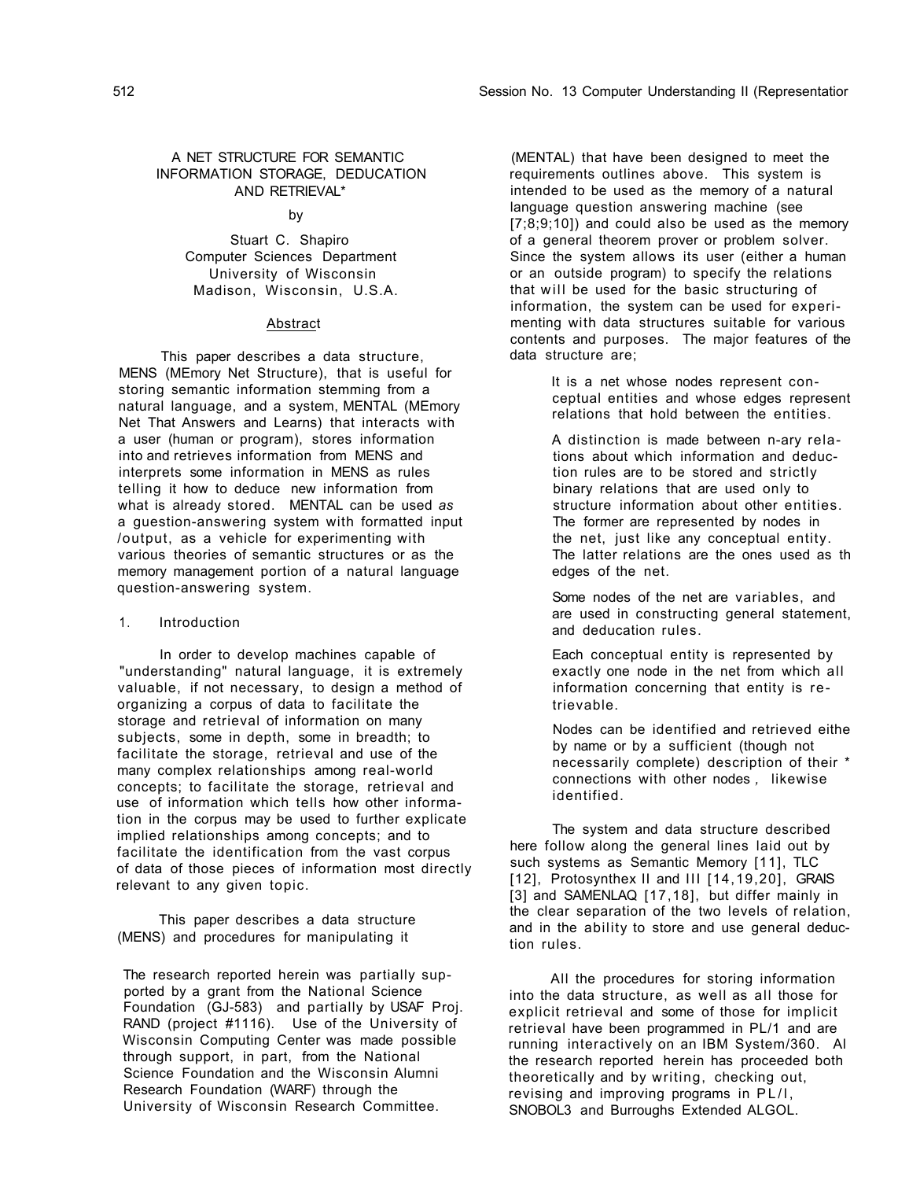# A NET STRUCTURE FOR SEMANTIC INFORMATION STORAGE, DEDUCATION AND RETRIEVAL*

by

Stuart C. Shapiro
Computer Sciences Department
University of Wisconsin
Madison, Wisconsin, U.S.A.

## Abstract

This paper describes a data structure, MENS (MEmory Net Structure), that is useful for storing semantic information stemming from a natural language, and a system, MENTAL (MEmory Net That Answers and Learns) that interacts with a user (human or program), stores information into and retrieves information from MENS and interprets some information in MENS as rules telling it how to deduce new information from what is already stored. MENTAL can be used *as* a guestion-answering system with formatted input /output, as a vehicle for experimenting with various theories of semantic structures or as the memory management portion of a natural language question-answering system.

## 1. Introduction

In order to develop machines capable of "understanding" natural language, it is extremely valuable, if not necessary, to design a method of organizing a corpus of data to facilitate the storage and retrieval of information on many subjects, some in depth, some in breadth; to facilitate the storage, retrieval and use of the many complex relationships among real-world concepts; to facilitate the storage, retrieval and use of information which tells how other information in the corpus may be used to further explicate implied relationships among concepts; and to facilitate the identification from the vast corpus of data of those pieces of information most directly relevant to any given topic.

This paper describes a data structure (MENS) and procedures for manipulating it (MENTAL) that have been designed to meet the requirements outlines above. This system is intended to be used as the memory of a natural language question answering machine (see [7;8;9;10]) and could also be used as the memory of a general theorem prover or problem solver. Since the system allows its user (either a human or an outside program) to specify the relations that will be used for the basic structuring of information, the system can be used for experimenting with data structures suitable for various contents and purposes. The major features of the data structure are;

> It is a net whose nodes represent conceptual entities and whose edges represent relations that hold between the entities.
>
> A distinction is made between n-ary relations about which information and deduction rules are to be stored and strictly binary relations that are used only to structure information about other entities. The former are represented by nodes in the net, just like any conceptual entity. The latter relations are the ones used as th edges of the net.
>
> Some nodes of the net are variables, and are used in constructing general statement, and deducation rules.
>
> Each conceptual entity is represented by exactly one node in the net from which all information concerning that entity is retrievable.
>
> Nodes can be identified and retrieved eithe by name or by a sufficient (though not necessarily complete) description of their * connections with other nodes, likewise identified.

The system and data structure described here follow along the general lines laid out by such systems as Semantic Memory [11], TLC [12], Protosynthex II and III [14,19,20], GRAIS [3] and SAMENLAQ [17,18], but differ mainly in the clear separation of the two levels of relation, and in the ability to store and use general deduction rules.

All the procedures for storing information into the data structure, as well as all those for explicit retrieval and some of those for implicit retrieval have been programmed in PL/1 and are running interactively on an IBM System/360. Al the research reported herein has proceeded both theoretically and by writing, checking out, revising and improving programs in PL/l, SNOBOL3 and Burroughs Extended ALGOL.

---

The research reported herein was partially supported by a grant from the National Science Foundation (GJ-583) and partially by USAF Proj. RAND (project #1116). Use of the University of Wisconsin Computing Center was made possible through support, in part, from the National Science Foundation and the Wisconsin Alumni Research Foundation (WARF) through the University of Wisconsin Research Committee.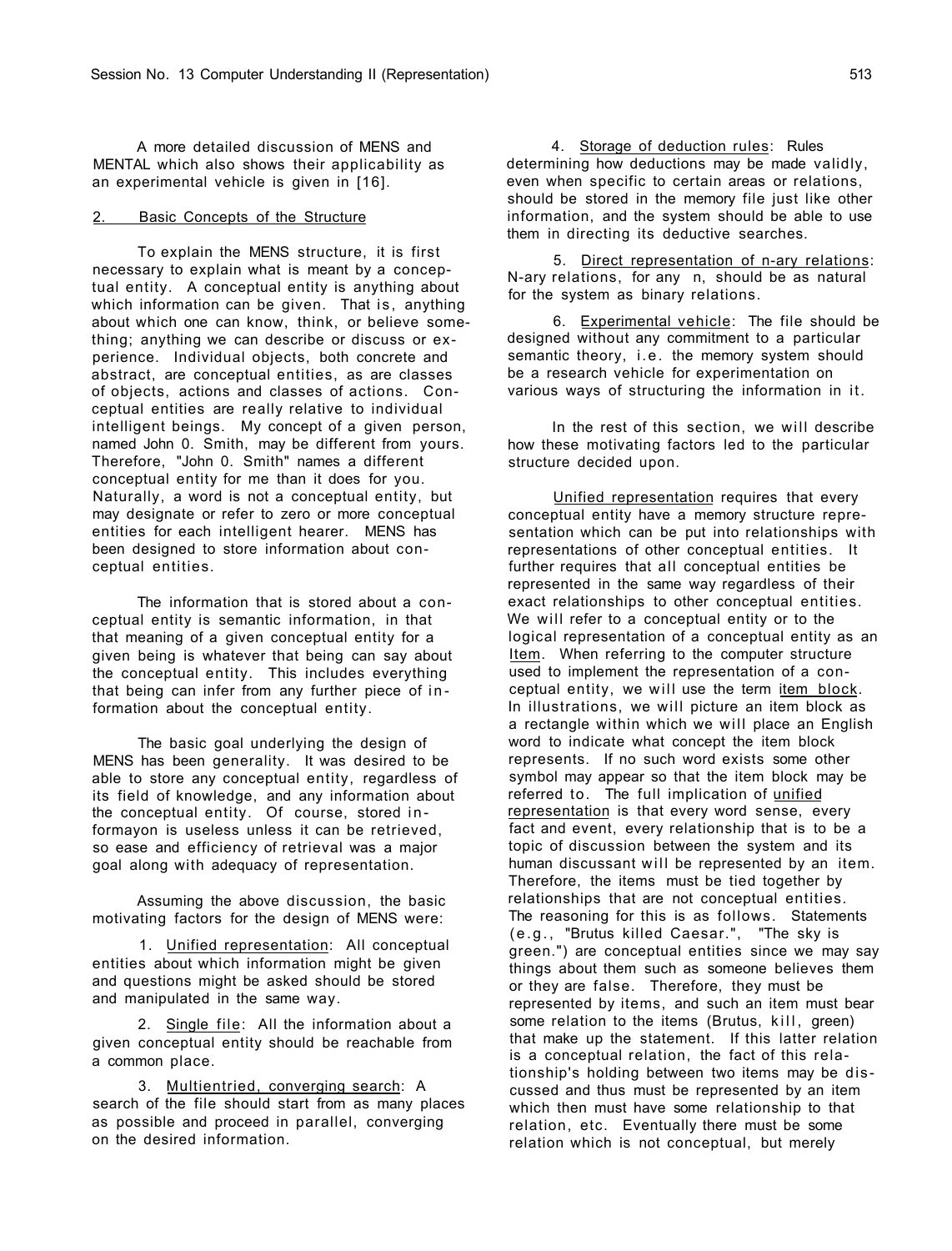A more detailed discussion of MENS and MENTAL which also shows their applicability as an experimental vehicle is given in [16].

## 2. Basic Concepts of the Structure

To explain the MENS structure, it is first necessary to explain what is meant by a conceptual entity. A conceptual entity is anything about which information can be given. That is, anything about which one can know, think, or believe something; anything we can describe or discuss or experience. Individual objects, both concrete and abstract, are conceptual entities, as are classes of objects, actions and classes of actions. Conceptual entities are really relative to individual intelligent beings. My concept of a given person, named John 0. Smith, may be different from yours. Therefore, "John 0. Smith" names a different conceptual entity for me than it does for you. Naturally, a word is not a conceptual entity, but may designate or refer to zero or more conceptual entities for each intelligent hearer. MENS has been designed to store information about conceptual entities.

The information that is stored about a conceptual entity is semantic information, in that that meaning of a given conceptual entity for a given being is whatever that being can say about the conceptual entity. This includes everything that being can infer from any further piece of information about the conceptual entity.

The basic goal underlying the design of MENS has been generality. It was desired to be able to store any conceptual entity, regardless of its field of knowledge, and any information about the conceptual entity. Of course, stored informayon is useless unless it can be retrieved, so ease and efficiency of retrieval was a major goal along with adequacy of representation.

Assuming the above discussion, the basic motivating factors for the design of MENS were:

1. Unified representation: All conceptual entities about which information might be given and questions might be asked should be stored and manipulated in the same way.

2. Single file: All the information about a given conceptual entity should be reachable from a common place.

3. Multientried, converging search: A search of the file should start from as many places as possible and proceed in parallel, converging on the desired information.

4. Storage of deduction rules: Rules determining how deductions may be made validly, even when specific to certain areas or relations, should be stored in the memory file just like other information, and the system should be able to use them in directing its deductive searches.

5. Direct representation of n-ary relations: N-ary relations, for any n, should be as natural for the system as binary relations.

6. Experimental vehicle: The file should be designed without any commitment to a particular semantic theory, i.e. the memory system should be a research vehicle for experimentation on various ways of structuring the information in it.

In the rest of this section, we will describe how these motivating factors led to the particular structure decided upon.

Unified representation requires that every conceptual entity have a memory structure representation which can be put into relationships with representations of other conceptual entities. It further requires that all conceptual entities be represented in the same way regardless of their exact relationships to other conceptual entities. We will refer to a conceptual entity or to the logical representation of a conceptual entity as an Item. When referring to the computer structure used to implement the representation of a conceptual entity, we will use the term item block. In illustrations, we will picture an item block as a rectangle within which we will place an English word to indicate what concept the item block represents. If no such word exists some other symbol may appear so that the item block may be referred to. The full implication of unified representation is that every word sense, every fact and event, every relationship that is to be a topic of discussion between the system and its human discussant will be represented by an item. Therefore, the items must be tied together by relationships that are not conceptual entities. The reasoning for this is as follows. Statements (e.g., "Brutus killed Caesar.", "The sky is green.") are conceptual entities since we may say things about them such as someone believes them or they are false. Therefore, they must be represented by items, and such an item must bear some relation to the items (Brutus, kill, green) that make up the statement. If this latter relation is a conceptual relation, the fact of this relationship's holding between two items may be discussed and thus must be represented by an item which then must have some relationship to that relation, etc. Eventually there must be some relation which is not conceptual, but merely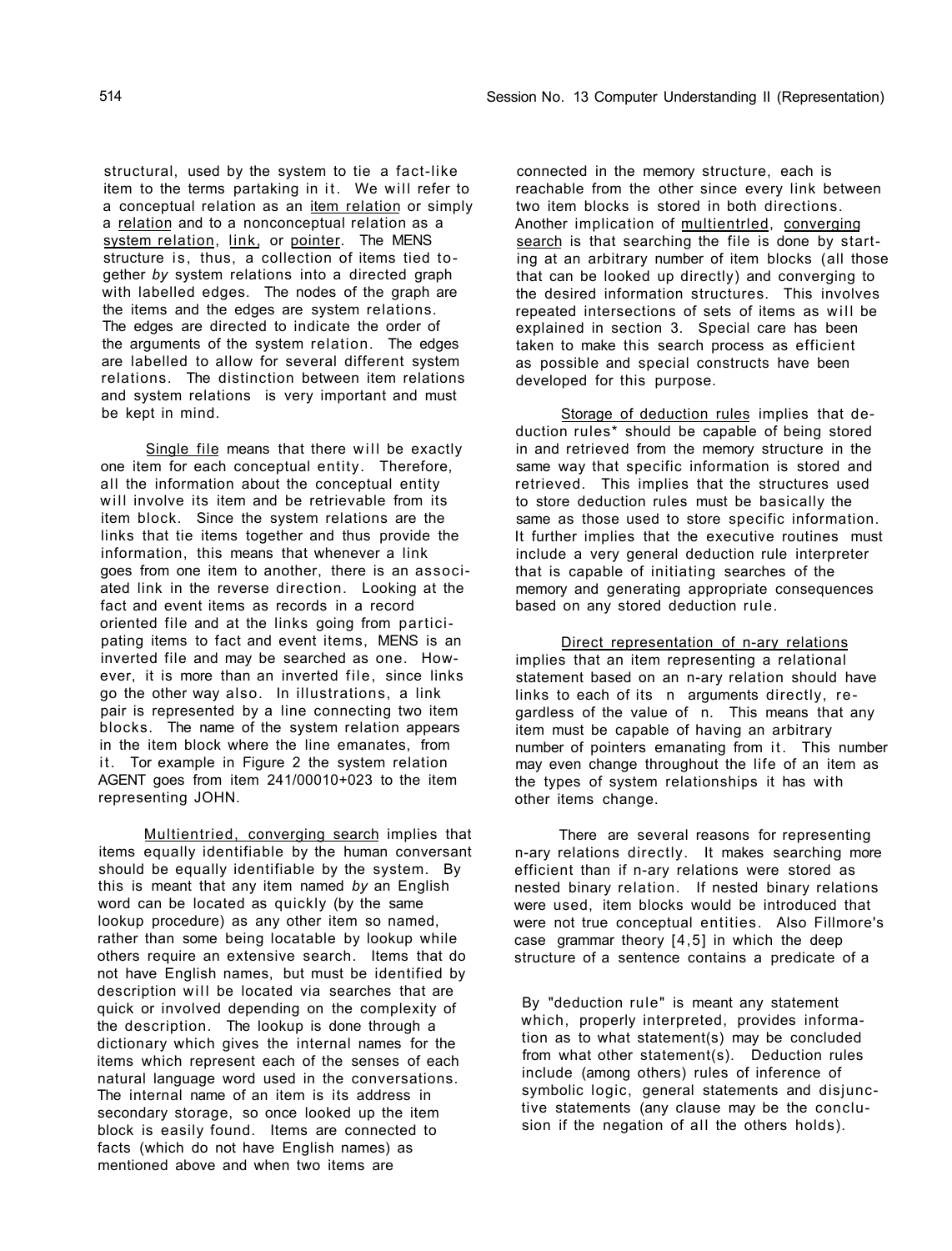structural, used by the system to tie a fact-like item to the terms partaking in it. We will refer to a conceptual relation as an item relation or simply a relation and to a nonconceptual relation as a system relation, link, or pointer. The MENS structure is, thus, a collection of items tied together *by* system relations into a directed graph with labelled edges. The nodes of the graph are the items and the edges are system relations. The edges are directed to indicate the order of the arguments of the system relation. The edges are labelled to allow for several different system relations. The distinction between item relations and system relations is very important and must be kept in mind.

Single file means that there will be exactly one item for each conceptual entity. Therefore, all the information about the conceptual entity will involve its item and be retrievable from its item block. Since the system relations are the links that tie items together and thus provide the information, this means that whenever a link goes from one item to another, there is an associated link in the reverse direction. Looking at the fact and event items as records in a record oriented file and at the links going from participating items to fact and event items, MENS is an inverted file and may be searched as one. However, it is more than an inverted file, since links go the other way also. In illustrations, a link pair is represented by a line connecting two item blocks. The name of the system relation appears in the item block where the line emanates, from it. Tor example in Figure 2 the system relation AGENT goes from item 241/00010+023 to the item representing JOHN.

Multientried, converging search implies that items equally identifiable by the human conversant should be equally identifiable by the system. By this is meant that any item named *by* an English word can be located as quickly (by the same lookup procedure) as any other item so named, rather than some being locatable by lookup while others require an extensive search. Items that do not have English names, but must be identified by description will be located via searches that are quick or involved depending on the complexity of the description. The lookup is done through a dictionary which gives the internal names for the items which represent each of the senses of each natural language word used in the conversations. The internal name of an item is its address in secondary storage, so once looked up the item block is easily found. Items are connected to facts (which do not have English names) as mentioned above and when two items are connected in the memory structure, each is reachable from the other since every link between two item blocks is stored in both directions. Another implication of multientrled, converging search is that searching the file is done by starting at an arbitrary number of item blocks (all those that can be looked up directly) and converging to the desired information structures. This involves repeated intersections of sets of items as will be explained in section 3. Special care has been taken to make this search process as efficient as possible and special constructs have been developed for this purpose.

Storage of deduction rules implies that deduction rules* should be capable of being stored in and retrieved from the memory structure in the same way that specific information is stored and retrieved. This implies that the structures used to store deduction rules must be basically the same as those used to store specific information. It further implies that the executive routines must include a very general deduction rule interpreter that is capable of initiating searches of the memory and generating appropriate consequences based on any stored deduction rule.

Direct representation of n-ary relations implies that an item representing a relational statement based on an n-ary relation should have links to each of its n arguments directly, regardless of the value of n. This means that any item must be capable of having an arbitrary number of pointers emanating from it. This number may even change throughout the life of an item as the types of system relationships it has with other items change.

There are several reasons for representing n-ary relations directly. It makes searching more efficient than if n-ary relations were stored as nested binary relation. If nested binary relations were used, item blocks would be introduced that were not true conceptual entities. Also Fillmore's case grammar theory [4,5] in which the deep structure of a sentence contains a predicate of a

By "deduction rule" is meant any statement which, properly interpreted, provides information as to what statement(s) may be concluded from what other statement(s). Deduction rules include (among others) rules of inference of symbolic logic, general statements and disjunctive statements (any clause may be the conclusion if the negation of all the others holds).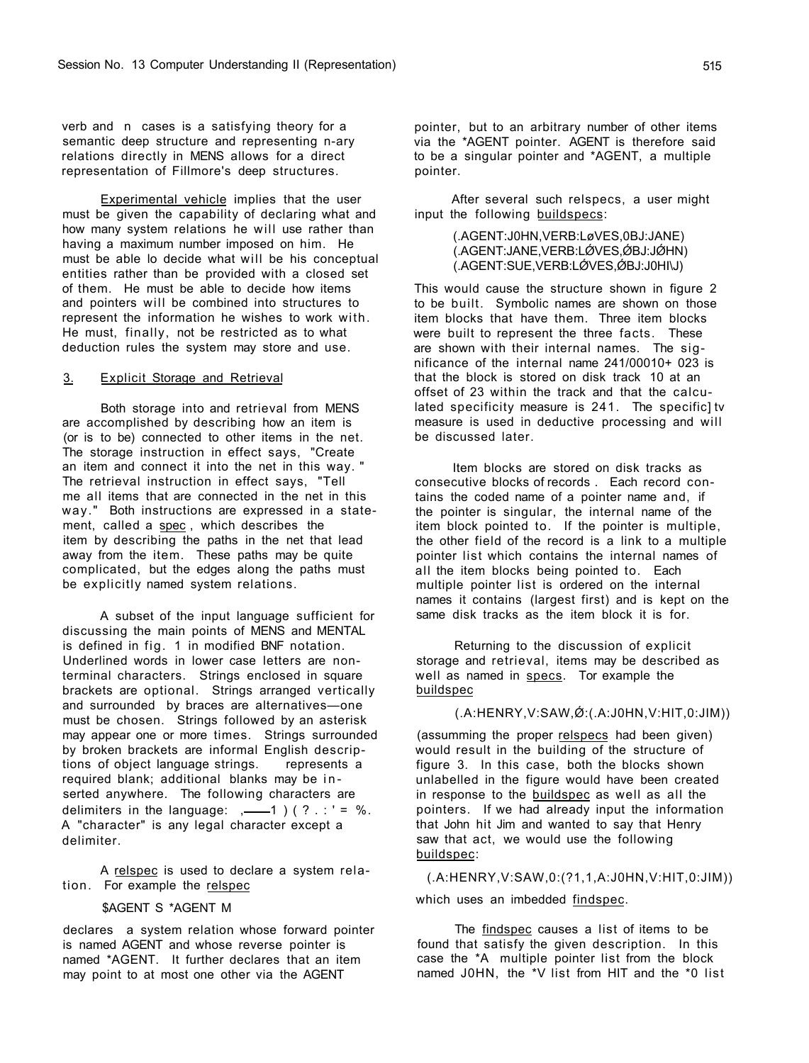verb and n cases is a satisfying theory for a semantic deep structure and representing n-ary relations directly in MENS allows for a direct representation of Fillmore's deep structures.

Experimental vehicle implies that the user must be given the capability of declaring what and how many system relations he will use rather than having a maximum number imposed on him. He must be able lo decide what will be his conceptual entities rather than be provided with a closed set of them. He must be able to decide how items and pointers will be combined into structures to represent the information he wishes to work with. He must, finally, not be restricted as to what deduction rules the system may store and use.

## 3. Explicit Storage and Retrieval

Both storage into and retrieval from MENS are accomplished by describing how an item is (or is to be) connected to other items in the net. The storage instruction in effect says, "Create an item and connect it into the net in this way." The retrieval instruction in effect says, "Tell me all items that are connected in the net in this way." Both instructions are expressed in a statement, called a spec, which describes the item by describing the paths in the net that lead away from the item. These paths may be quite complicated, but the edges along the paths must be explicitly named system relations.

A subset of the input language sufficient for discussing the main points of MENS and MENTAL is defined in fig. 1 in modified BNF notation. Underlined words in lower case letters are non-terminal characters. Strings enclosed in square brackets are optional. Strings arranged vertically and surrounded by braces are alternatives—one must be chosen. Strings followed by an asterisk may appear one or more times. Strings surrounded by broken brackets are informal English descriptions of object language strings. represents a required blank; additional blanks may be inserted anywhere. The following characters are delimiters in the language: ,——1 ) ( ? . : ' = %. A "character" is any legal character except a delimiter.

A relspec is used to declare a system relation. For example the relspec

$AGENT S *AGENT M

declares a system relation whose forward pointer is named AGENT and whose reverse pointer is named *AGENT. It further declares that an item may point to at most one other via the AGENT pointer, but to an arbitrary number of other items via the *AGENT pointer. AGENT is therefore said to be a singular pointer and *AGENT, a multiple pointer.

After several such relspecs, a user might input the following buildspecs:

(.AGENT:J0HN,VERB:LøVES,0BJ:JANE)
(.AGENT:JANE,VERB:LØVES,ØBJ:JØHN)
(.AGENT:SUE,VERB:LØVES,ØBJ:J0HI\J)

This would cause the structure shown in figure 2 to be built. Symbolic names are shown on those item blocks that have them. Three item blocks were built to represent the three facts. These are shown with their internal names. The significance of the internal name 241/00010+ 023 is that the block is stored on disk track 10 at an offset of 23 within the track and that the calculated specificity measure is 241. The specific] tv measure is used in deductive processing and will be discussed later.

Item blocks are stored on disk tracks as consecutive blocks of records . Each record contains the coded name of a pointer name and, if the pointer is singular, the internal name of the item block pointed to. If the pointer is multiple, the other field of the record is a link to a multiple pointer list which contains the internal names of all the item blocks being pointed to. Each multiple pointer list is ordered on the internal names it contains (largest first) and is kept on the same disk tracks as the item block it is for.

Returning to the discussion of explicit storage and retrieval, items may be described as well as named in specs. Tor example the buildspec

(.A:HENRY,V:SAW,Ø:(.A:J0HN,V:HIT,0:JIM))

(assumming the proper relspecs had been given) would result in the building of the structure of figure 3. In this case, both the blocks shown unlabelled in the figure would have been created in response to the buildspec as well as all the pointers. If we had already input the information that John hit Jim and wanted to say that Henry saw that act, we would use the following buildspec:

(.A:HENRY,V:SAW,0:(?1,1,A:J0HN,V:HIT,0:JIM))

which uses an imbedded findspec.

The findspec causes a list of items to be found that satisfy the given description. In this case the *A multiple pointer list from the block named J0HN, the *V list from HIT and the *0 list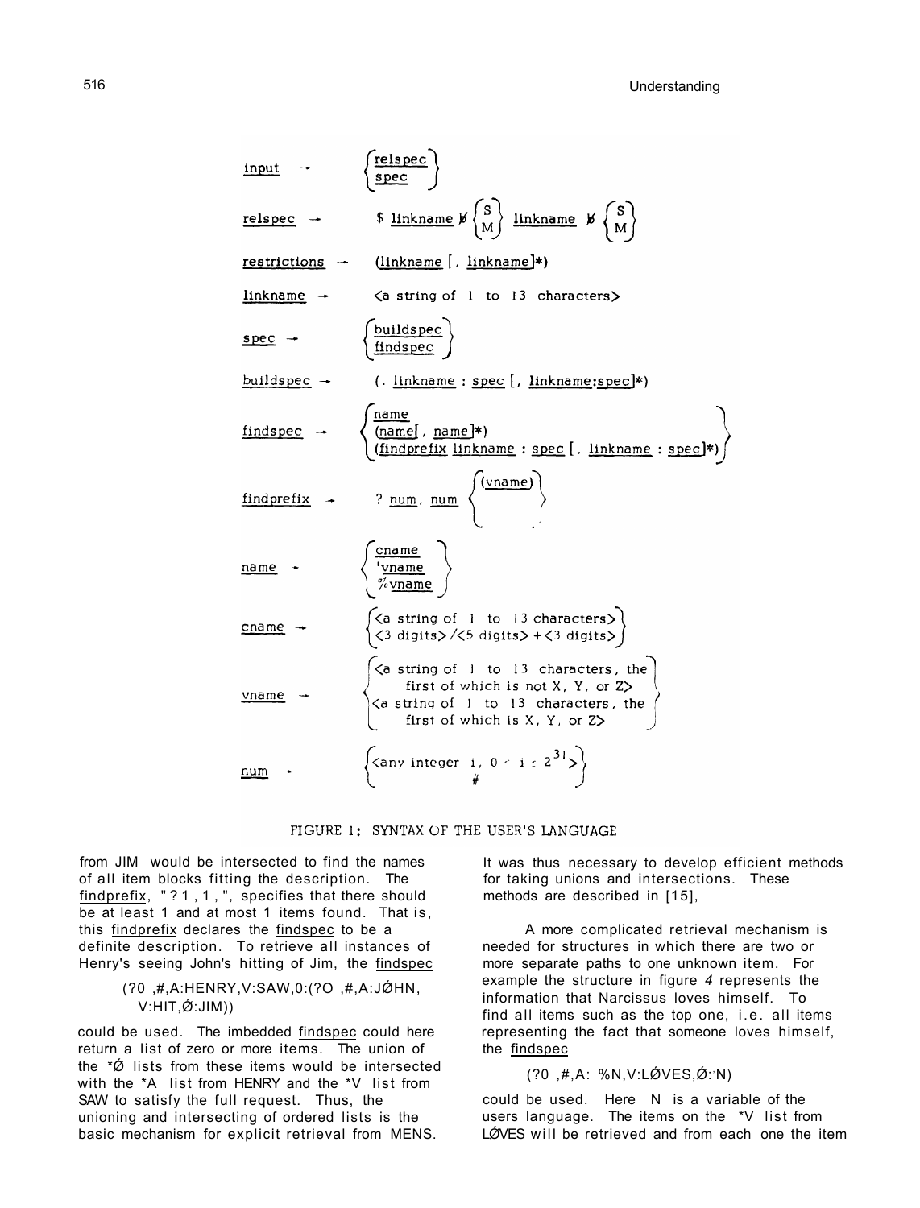| | |
|---|---|
| input → | { relspec / spec } |
| relspec → | $ linkname ȸ { S / M } linkname ȸ { S / M } |
| restrictions → | (linkname [, linkname]*) |
| linkname → | <a string of 1 to 13 characters> |
| spec → | { buildspec / findspec } |
| buildspec → | (. linkname : spec [, linkname:spec]*) |
| findspec → | { name / (name[, name]*) / (findprefix linkname : spec [, linkname : spec]*) } |
| findprefix → | ? num, num { (vname) / . } |
| name → | { cname / 'vname / %vname } |
| cname → | { <a string of 1 to 13 characters> / <3 digits>/<5 digits> + <3 digits> } |
| vname → | { <a string of 1 to 13 characters, the first of which is not X, Y, or Z> / <a string of 1 to 13 characters, the first of which is X, Y, or Z> } |
| num → | { <any integer i, $0 \le i \le 2^{31}$> / # } |

FIGURE 1: SYNTAX OF THE USER'S LANGUAGE

from JIM would be intersected to find the names of all item blocks fitting the description. The findprefix, "?1,1,", specifies that there should be at least 1 and at most 1 items found. That is, this findprefix declares the findspec to be a definite description. To retrieve all instances of Henry's seeing John's hitting of Jim, the findspec

(?0 ,#,A:HENRY,V:SAW,0:(?O ,#,A:JØHN, V:HIT,Ø:JIM))

could be used. The imbedded findspec could here return a list of zero or more items. The union of the *Ø lists from these items would be intersected with the *A list from HENRY and the *V list from SAW to satisfy the full request. Thus, the unioning and intersecting of ordered lists is the basic mechanism for explicit retrieval from MENS. It was thus necessary to develop efficient methods for taking unions and intersections. These methods are described in [15],

A more complicated retrieval mechanism is needed for structures in which there are two or more separate paths to one unknown item. For example the structure in figure 4 represents the information that Narcissus loves himself. To find all items such as the top one, i.e. all items representing the fact that someone loves himself, the findspec

(?0 ,#,A: %N,V:LØVES,Ø:'N)

could be used. Here N is a variable of the users language. The items on the *V list from LØVES will be retrieved and from each one the item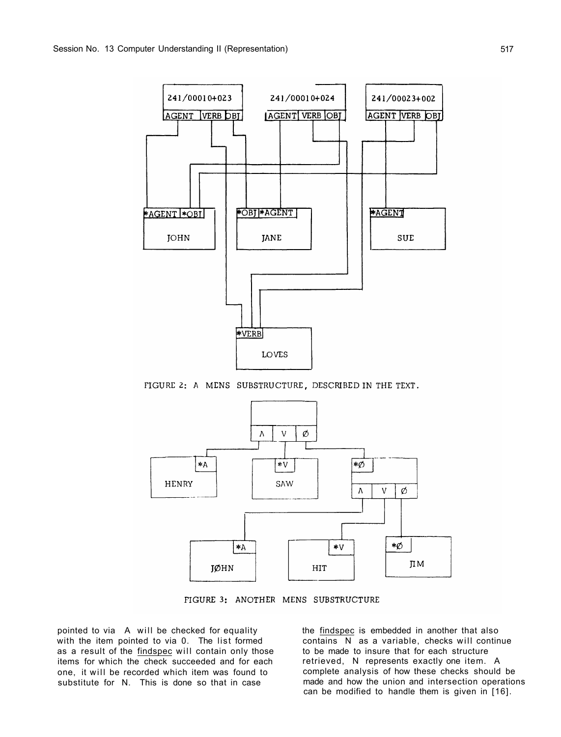FIGURE 2: A MENS SUBSTRUCTURE, DESCRIBED IN THE TEXT.

FIGURE 3: ANOTHER MENS SUBSTRUCTURE

pointed to via A will be checked for equality with the item pointed to via 0. The list formed as a result of the findspec will contain only those items for which the check succeeded and for each one, it will be recorded which item was found to substitute for N. This is done so that in case the findspec is embedded in another that also contains N as a variable, checks will continue to be made to insure that for each structure retrieved, N represents exactly one item. A complete analysis of how these checks should be made and how the union and intersection operations can be modified to handle them is given in [16].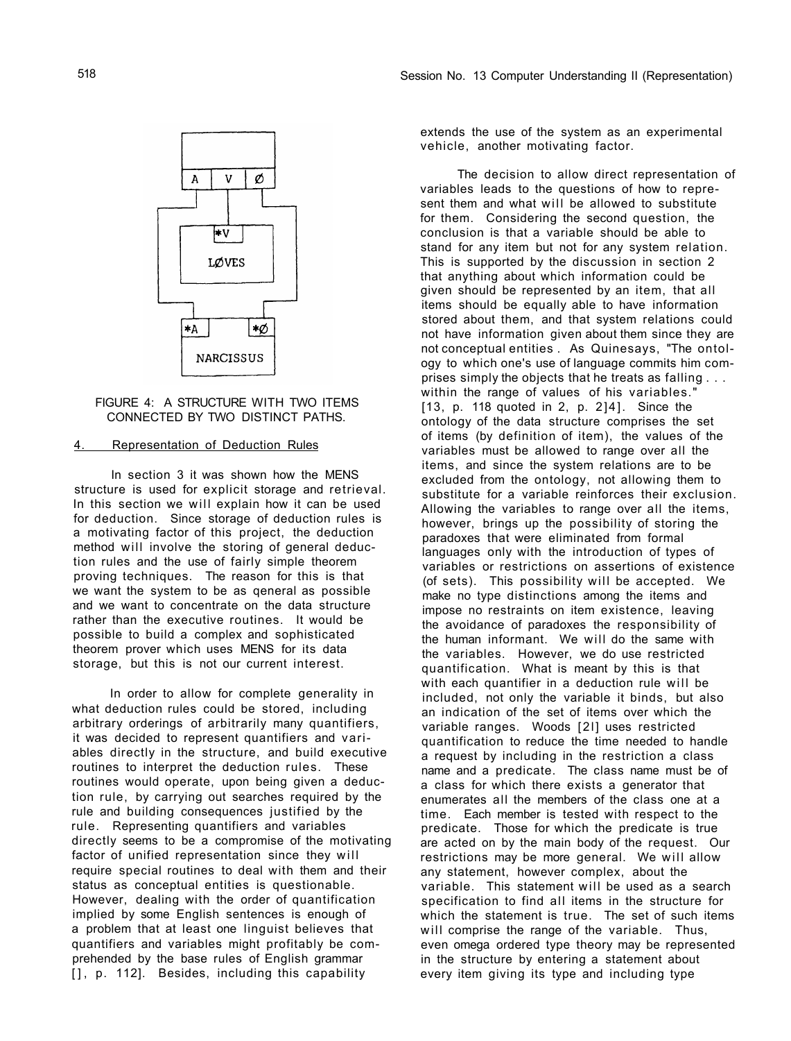FIGURE 4: A STRUCTURE WITH TWO ITEMS CONNECTED BY TWO DISTINCT PATHS.

## 4. Representation of Deduction Rules

In section 3 it was shown how the MENS structure is used for explicit storage and retrieval. In this section we will explain how it can be used for deduction. Since storage of deduction rules is a motivating factor of this project, the deduction method will involve the storing of general deduction rules and the use of fairly simple theorem proving techniques. The reason for this is that we want the system to be as qeneral as possible and we want to concentrate on the data structure rather than the executive routines. It would be possible to build a complex and sophisticated theorem prover which uses MENS for its data storage, but this is not our current interest.

In order to allow for complete generality in what deduction rules could be stored, including arbitrary orderings of arbitrarily many quantifiers, it was decided to represent quantifiers and variables directly in the structure, and build executive routines to interpret the deduction rules. These routines would operate, upon being given a deduction rule, by carrying out searches required by the rule and building consequences justified by the rule. Representing quantifiers and variables directly seems to be a compromise of the motivating factor of unified representation since they will require special routines to deal with them and their status as conceptual entities is questionable. However, dealing with the order of quantification implied by some English sentences is enough of a problem that at least one linguist believes that quantifiers and variables might profitably be comprehended by the base rules of English grammar [], p. 112]. Besides, including this capability extends the use of the system as an experimental vehicle, another motivating factor.

The decision to allow direct representation of variables leads to the questions of how to represent them and what will be allowed to substitute for them. Considering the second question, the conclusion is that a variable should be able to stand for any item but not for any system relation. This is supported by the discussion in section 2 that anything about which information could be given should be represented by an item, that all items should be equally able to have information stored about them, and that system relations could not have information given about them since they are not conceptual entities. As Quinesays, "The ontology to which one's use of language commits him comprises simply the objects that he treats as falling . . . within the range of values of his variables." [13, p. 118 quoted in 2, p. 2]4]. Since the ontology of the data structure comprises the set of items (by definition of item), the values of the variables must be allowed to range over all the items, and since the system relations are to be excluded from the ontology, not allowing them to substitute for a variable reinforces their exclusion. Allowing the variables to range over all the items, however, brings up the possibility of storing the paradoxes that were eliminated from formal languages only with the introduction of types of variables or restrictions on assertions of existence (of sets). This possibility will be accepted. We make no type distinctions among the items and impose no restraints on item existence, leaving the avoidance of paradoxes the responsibility of the human informant. We will do the same with the variables. However, we do use restricted quantification. What is meant by this is that with each quantifier in a deduction rule will be included, not only the variable it binds, but also an indication of the set of items over which the variable ranges. Woods [2l] uses restricted quantification to reduce the time needed to handle a request by including in the restriction a class name and a predicate. The class name must be of a class for which there exists a generator that enumerates all the members of the class one at a time. Each member is tested with respect to the predicate. Those for which the predicate is true are acted on by the main body of the request. Our restrictions may be more general. We will allow any statement, however complex, about the variable. This statement will be used as a search specification to find all items in the structure for which the statement is true. The set of such items will comprise the range of the variable. Thus, even omega ordered type theory may be represented in the structure by entering a statement about every item giving its type and including type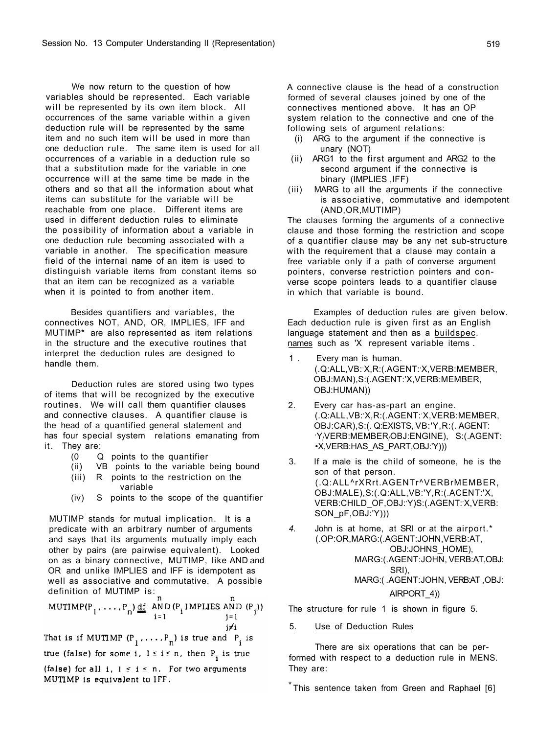We now return to the question of how variables should be represented. Each variable will be represented by its own item block. All occurrences of the same variable within a given deduction rule will be represented by the same item and no such item will be used in more than one deduction rule. The same item is used for all occurrences of a variable in a deduction rule so that a substitution made for the variable in one occurrence will at the same time be made in the others and so that all the information about what items can substitute for the variable will be reachable from one place. Different items are used in different deduction rules to eliminate the possibility of information about a variable in one deduction rule becoming associated with a variable in another. The specification measure field of the internal name of an item is used to distinguish variable items from constant items so that an item can be recognized as a variable when it is pointed to from another item.

Besides quantifiers and variables, the connectives NOT, AND, OR, IMPLIES, IFF and MUTIMP* are also represented as item relations in the structure and the executive routines that interpret the deduction rules are designed to handle them.

Deduction rules are stored using two types of items that will be recognized by the executive routines. We will call them quantifier clauses and connective clauses. A quantifier clause is the head of a quantified general statement and has four special system relations emanating from it. They are:

- (i) Q points to the quantifier
- (ii) VB points to the variable being bound
- (iii) R points to the restriction on the variable
- (iv) S points to the scope of the quantifier

MUTIMP stands for mutual implication. It is a predicate with an arbitrary number of arguments and says that its arguments mutually imply each other by pairs (are pairwise equivalent). Looked on as a binary connective, MUTIMP, like AND and OR and unlike IMPLIES and IFF is idempotent as well as associative and commutative. A possible definition of MUTIMP is:

$$\text{MUTIMP}(P_1, \ldots, P_n) \underset{=}{\text{df}} \underset{i=1}{\overset{n}{\text{AND}}} (P_i \text{ IMPLIES } \underset{\substack{j=1 \\ j \neq i}}{\overset{n}{\text{AND}}} (P_j))$$

That is if MUTIMP $(P_1, \ldots, P_n)$ is true and $P_i$ is true (false) for some i, $1 \leq i \leq n$, then $P_i$ is true (false) for all i, $1 \leq i \leq n$. For two arguments MUTIMP is equivalent to IFF.

A connective clause is the head of a construction formed of several clauses joined by one of the connectives mentioned above. It has an OP system relation to the connective and one of the following sets of argument relations:

- (i) ARG to the argument if the connective is unary (NOT)
- (ii) ARG1 to the first argument and ARG2 to the second argument if the connective is binary (IMPLIES, IFF)
- (iii) MARG to all the arguments if the connective is associative, commutative and idempotent (AND, OR, MUTIMP)

The clauses forming the arguments of a connective clause and those forming the restriction and scope of a quantifier clause may be any net sub-structure with the requirement that a clause may contain a free variable only if a path of converse argument pointers, converse restriction pointers and converse scope pointers leads to a quantifier clause in which that variable is bound.

Examples of deduction rules are given below. Each deduction rule is given first as an English language statement and then as a buildspec. names such as 'X represent variable items.

1. Every man is human.
   (.Q:ALL,VB:'X,R:(.AGENT:'X,VERB:MEMBER, OBJ:MAN),S:(.AGENT:'X,VERB:MEMBER, OBJ:HUMAN))

2. Every car has-as-part an engine.
   (.Q:ALL,VB:'X,R:(.AGENT:'X,VERB:MEMBER, OBJ:CAR),S:(.Q:EXISTS,VB:'Y,R:(.AGENT: 'Y,VERB:MEMBER,OBJ:ENGINE), S:(.AGENT: 'X,VERB:HAS_AS_PART,OBJ:'Y)))

3. If a male is the child of someone, he is the son of that person.
   (.Q:ALL^rXRrt.AGENTr^VERBrMEMBER, OBJ:MALE),S:(.Q:ALL,VB:'Y,R:(.ACENT:'X, VERB:CHILD_OF,OBJ:'Y)S:(.AGENT:'X,VERB: SON_pF,OBJ:'Y)))

4. John is at home, at SRI or at the airport.*
   (.OP:OR,MARG:(.AGENT:JOHN,VERB:AT, OBJ:JOHNS_HOME),
   MARG:(.AGENT:JOHN, VERB:AT,OBJ: SRI),
   MARG:( .AGENT:JOHN, VERB:AT ,OBJ: AIRPORT_4))

The structure for rule 1 is shown in figure 5.

## 5. Use of Deduction Rules

There are six operations that can be performed with respect to a deduction rule in MENS. They are:

*This sentence taken from Green and Raphael [6]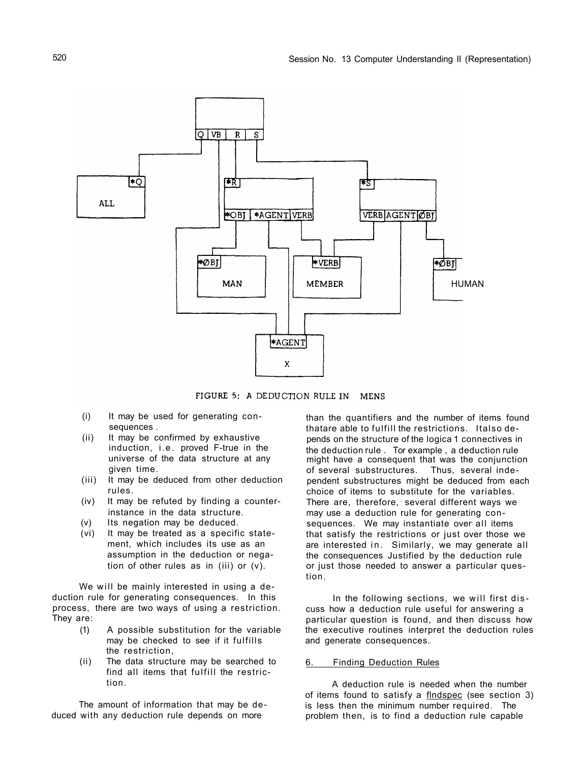FIGURE 5: A DEDUCTION RULE IN MENS

(i) It may be used for generating consequences .
(ii) It may be confirmed by exhaustive induction, i.e. proved F-true in the universe of the data structure at any given time.
(iii) It may be deduced from other deduction rules.
(iv) It may be refuted by finding a counterinstance in the data structure.
(v) Its negation may be deduced.
(vi) It may be treated as a specific statement, which includes its use as an assumption in the deduction or negation of other rules as in (iii) or (v).

We will be mainly interested in using a deduction rule for generating consequences. In this process, there are two ways of using a restriction. They are:

(1) A possible substitution for the variable may be checked to see if it fulfills the restriction,
(ii) The data structure may be searched to find all items that fulfill the restriction.

The amount of information that may be deduced with any deduction rule depends on more than the quantifiers and the number of items found thatare able to fulfill the restrictions. Italso depends on the structure of the logica 1 connectives in the deduction rule . Tor example , a deduction rule might have a consequent that was the conjunction of several substructures. Thus, several independent substructures might be deduced from each choice of items to substitute for the variables. There are, therefore, several different ways we may use a deduction rule for generating consequences. We may instantiate over all items that satisfy the restrictions or just over those we are interested in. Similarly, we may generate all the consequences Justified by the deduction rule or just those needed to answer a particular question.

In the following sections, we will first discuss how a deduction rule useful for answering a particular question is found, and then discuss how the executive routines interpret the deduction rules and generate consequences.

## 6. Finding Deduction Rules

A deduction rule is needed when the number of items found to satisfy a flndspec (see section 3) is less then the minimum number required. The problem then, is to find a deduction rule capable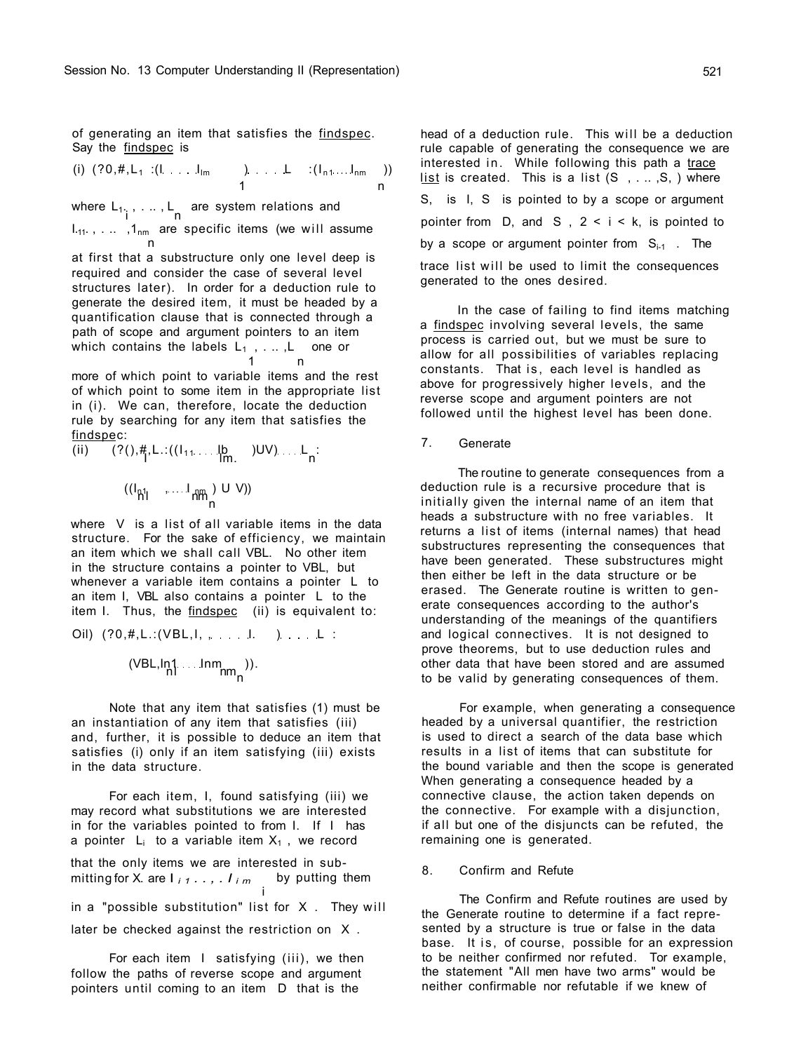of generating an item that satisfies the findspec. Say the findspec is

(i) $(?0,\#,L_1:(I_{11}\ldots I_{1m_1})\ldots L_n:(I_{n1}\ldots I_{nm_n}))$

where $L_1,\ldots,L_n$ are system relations and $I_{11},\ldots,I_{nm_n}$ are specific items (we will assume at first that a substructure only one level deep is required and consider the case of several level structures later). In order for a deduction rule to generate the desired item, it must be headed by a quantification clause that is connected through a path of scope and argument pointers to an item which contains the labels $L_1,\ldots,L_n$ one or more of which point to variable items and the rest of which point to some item in the appropriate list in (i). We can, therefore, locate the deduction rule by searching for any item that satisfies the findspec:

(ii) $(?(),\#,L_1:((I_{11}\ldots I_{1m_1})UV)\ldots L_n:((I_{n1},\ldots I_{nm_n})\cup V))$

where V is a list of all variable items in the data structure. For the sake of efficiency, we maintain an item which we shall call VBL. No other item in the structure contains a pointer to VBL, but whenever a variable item contains a pointer L to an item I, VBL also contains a pointer L to the item I. Thus, the findspec (ii) is equivalent to:

(iii) $(?0,\#,L_1:(VBL,I_{11},\ldots I_{1m_1})\ldots L_n:(VBL,I_{n1}\ldots I_{nm_n}))$.

Note that any item that satisfies (1) must be an instantiation of any item that satisfies (iii) and, further, it is possible to deduce an item that satisfies (i) only if an item satisfying (iii) exists in the data structure.

For each item, I, found satisfying (iii) we may record what substitutions we are interested in for the variables pointed to from I. If I has a pointer $L_i$ to a variable item $X_1$, we record that the only items we are interested in submitting for $X_i$ are $I_{i1},\ldots,I_{im_i}$ by putting them in a "possible substitution" list for X. They will later be checked against the restriction on X.

For each item I satisfying (iii), we then follow the paths of reverse scope and argument pointers until coming to an item D that is the head of a deduction rule. This will be a deduction rule capable of generating the consequence we are interested in. While following this path a trace list is created. This is a list $(S_1,\ldots,S_k)$ where $S_1$ is I, $S_k$ is pointed to by a scope or argument pointer from D, and $S_i$, $2 < i < k$, is pointed to by a scope or argument pointer from $S_{i-1}$. The trace list will be used to limit the consequences generated to the ones desired.

In the case of failing to find items matching a findspec involving several levels, the same process is carried out, but we must be sure to allow for all possibilities of variables replacing constants. That is, each level is handled as above for progressively higher levels, and the reverse scope and argument pointers are not followed until the highest level has been done.

## 7. Generate

The routine to generate consequences from a deduction rule is a recursive procedure that is initially given the internal name of an item that heads a substructure with no free variables. It returns a list of items (internal names) that head substructures representing the consequences that have been generated. These substructures might then either be left in the data structure or be erased. The Generate routine is written to generate consequences according to the author's understanding of the meanings of the quantifiers and logical connectives. It is not designed to prove theorems, but to use deduction rules and other data that have been stored and are assumed to be valid by generating consequences of them.

For example, when generating a consequence headed by a universal quantifier, the restriction is used to direct a search of the data base which results in a list of items that can substitute for the bound variable and then the scope is generated When generating a consequence headed by a connective clause, the action taken depends on the connective. For example with a disjunction, if all but one of the disjuncts can be refuted, the remaining one is generated.

## 8. Confirm and Refute

The Confirm and Refute routines are used by the Generate routine to determine if a fact represented by a structure is true or false in the data base. It is, of course, possible for an expression to be neither confirmed nor refuted. Tor example, the statement "All men have two arms" would be neither confirmable nor refutable if we knew of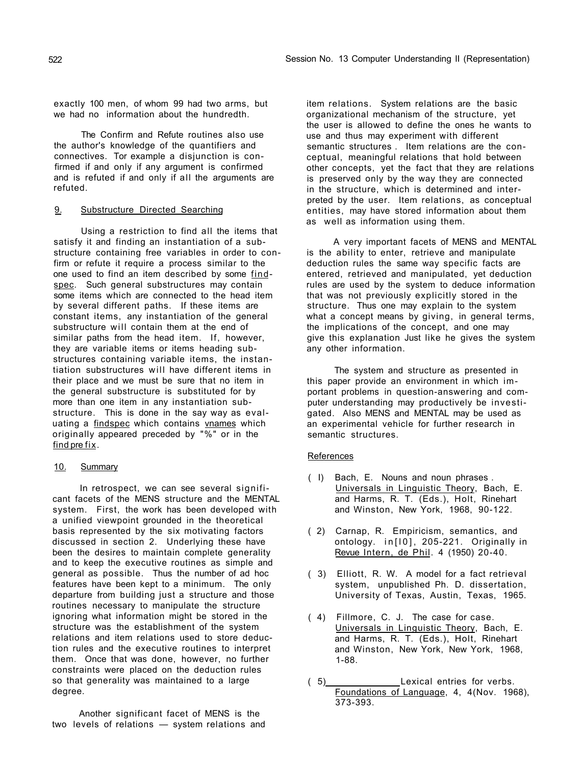exactly 100 men, of whom 99 had two arms, but we had no information about the hundredth.

The Confirm and Refute routines also use the author's knowledge of the quantifiers and connectives. Tor example a disjunction is confirmed if and only if any argument is confirmed and is refuted if and only if all the arguments are refuted.

## 9. Substructure Directed Searching

Using a restriction to find all the items that satisfy it and finding an instantiation of a substructure containing free variables in order to confirm or refute it require a process similar to the one used to find an item described by some findspec. Such general substructures may contain some items which are connected to the head item by several different paths. If these items are constant items, any instantiation of the general substructure will contain them at the end of similar paths from the head item. If, however, they are variable items or items heading substructures containing variable items, the instantiation substructures will have different items in their place and we must be sure that no item in the general substructure is substituted for by more than one item in any instantiation substructure. This is done in the say way as evaluating a findspec which contains vnames which originally appeared preceded by "%" or in the findprefix.

## 10. Summary

In retrospect, we can see several significant facets of the MENS structure and the MENTAL system. First, the work has been developed with a unified viewpoint grounded in the theoretical basis represented by the six motivating factors discussed in section 2. Underlying these have been the desires to maintain complete generality and to keep the executive routines as simple and general as possible. Thus the number of ad hoc features have been kept to a minimum. The only departure from building just a structure and those routines necessary to manipulate the structure ignoring what information might be stored in the structure was the establishment of the system relations and item relations used to store deduction rules and the executive routines to interpret them. Once that was done, however, no further constraints were placed on the deduction rules so that generality was maintained to a large degree.

Another significant facet of MENS is the two levels of relations — system relations and item relations. System relations are the basic organizational mechanism of the structure, yet the user is allowed to define the ones he wants to use and thus may experiment with different semantic structures. Item relations are the conceptual, meaningful relations that hold between other concepts, yet the fact that they are relations is preserved only by the way they are connected in the structure, which is determined and interpreted by the user. Item relations, as conceptual entities, may have stored information about them as well as information using them.

A very important facets of MENS and MENTAL is the ability to enter, retrieve and manipulate deduction rules the same way specific facts are entered, retrieved and manipulated, yet deduction rules are used by the system to deduce information that was not previously explicitly stored in the structure. Thus one may explain to the system what a concept means by giving, in general terms, the implications of the concept, and one may give this explanation Just like he gives the system any other information.

The system and structure as presented in this paper provide an environment in which important problems in question-answering and computer understanding may productively be investigated. Also MENS and MENTAL may be used as an experimental vehicle for further research in semantic structures.

## References

( I) Bach, E. Nouns and noun phrases. Universals in Linguistic Theory, Bach, E. and Harms, R. T. (Eds.), Holt, Rinehart and Winston, New York, 1968, 90-122.

( 2) Carnap, R. Empiricism, semantics, and ontology. in[I0], 205-221. Originally in Revue Intern, de Phil. 4 (1950) 20-40.

( 3) Elliott, R. W. A model for a fact retrieval system, unpublished Ph. D. dissertation, University of Texas, Austin, Texas, 1965.

( 4) Fillmore, C. J. The case for case. Universals in Linguistic Theory, Bach, E. and Harms, R. T. (Eds.), Holt, Rinehart and Winston, New York, New York, 1968, 1-88.

( 5) ______________ Lexical entries for verbs. Foundations of Language, 4, 4(Nov. 1968), 373-393.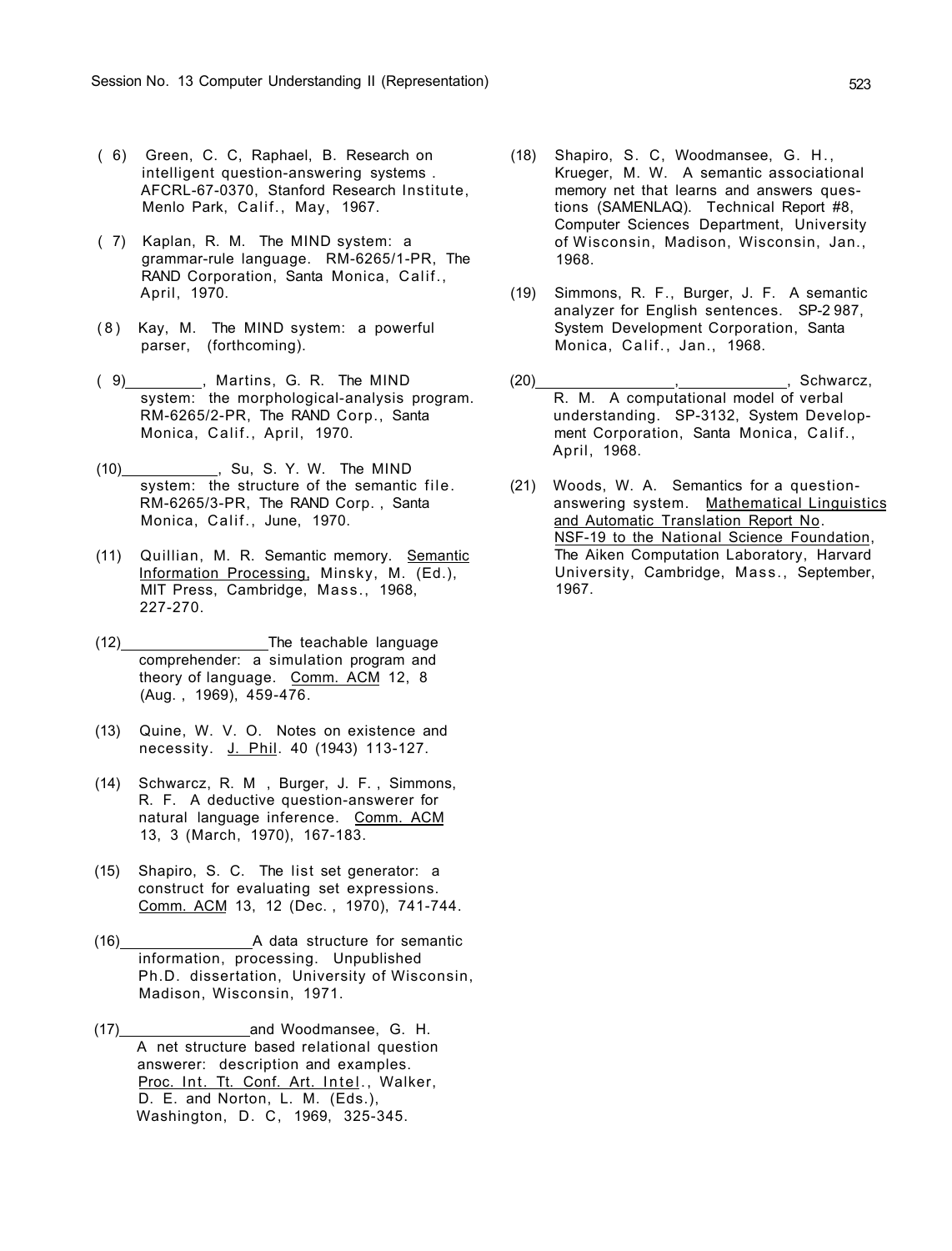(6) Green, C. C, Raphael, B. Research on intelligent question-answering systems . AFCRL-67-0370, Stanford Research Institute, Menlo Park, Calif., May, 1967.

(7) Kaplan, R. M. The MIND system: a grammar-rule language. RM-6265/1-PR, The RAND Corporation, Santa Monica, Calif., April, 1970.

(8) Kay, M. The MIND system: a powerful parser, (forthcoming).

(9) \_\_\_\_\_\_\_\_\_, Martins, G. R. The MIND system: the morphological-analysis program. RM-6265/2-PR, The RAND Corp., Santa Monica, Calif., April, 1970.

(10) \_\_\_\_\_\_\_\_\_\_\_, Su, S. Y. W. The MIND system: the structure of the semantic file. RM-6265/3-PR, The RAND Corp. , Santa Monica, Calif., June, 1970.

(11) Quillian, M. R. Semantic memory. <u>Semantic Information Processing</u>, Minsky, M. (Ed.), MIT Press, Cambridge, Mass., 1968, 227-270.

(12) \_\_\_\_\_\_\_\_\_\_\_\_\_\_\_\_\_ The teachable language comprehender: a simulation program and theory of language. <u>Comm. ACM</u> 12, 8 (Aug. , 1969), 459-476.

(13) Quine, W. V. O. Notes on existence and necessity. <u>J. Phil</u>. 40 (1943) 113-127.

(14) Schwarcz, R. M , Burger, J. F. , Simmons, R. F. A deductive question-answerer for natural language inference. <u>Comm. ACM</u> 13, 3 (March, 1970), 167-183.

(15) Shapiro, S. C. The list set generator: a construct for evaluating set expressions. <u>Comm. ACM</u> 13, 12 (Dec. , 1970), 741-744.

(16) \_\_\_\_\_\_\_\_\_\_\_\_\_\_\_\_ A data structure for semantic information, processing. Unpublished Ph.D. dissertation, University of Wisconsin, Madison, Wisconsin, 1971.

(17) \_\_\_\_\_\_\_\_\_\_\_\_\_\_\_\_ and Woodmansee, G. H. A net structure based relational question answerer: description and examples. <u>Proc. Int. Tt. Conf. Art. Intel</u>., Walker, D. E. and Norton, L. M. (Eds.), Washington, D. C, 1969, 325-345.

(18) Shapiro, S. C, Woodmansee, G. H., Krueger, M. W. A semantic associational memory net that learns and answers questions (SAMENLAQ). Technical Report #8, Computer Sciences Department, University of Wisconsin, Madison, Wisconsin, Jan., 1968.

(19) Simmons, R. F., Burger, J. F. A semantic analyzer for English sentences. SP-2 987, System Development Corporation, Santa Monica, Calif., Jan., 1968.

(20) \_\_\_\_\_\_\_\_\_\_\_\_\_\_\_\_\_, \_\_\_\_\_\_\_\_\_\_\_\_\_, Schwarcz, R. M. A computational model of verbal understanding. SP-3132, System Development Corporation, Santa Monica, Calif., April, 1968.

(21) Woods, W. A. Semantics for a question-answering system. <u>Mathematical Linguistics and Automatic Translation Report No</u>. <u>NSF-19 to the National Science Foundation</u>, The Aiken Computation Laboratory, Harvard University, Cambridge, Mass., September, 1967.